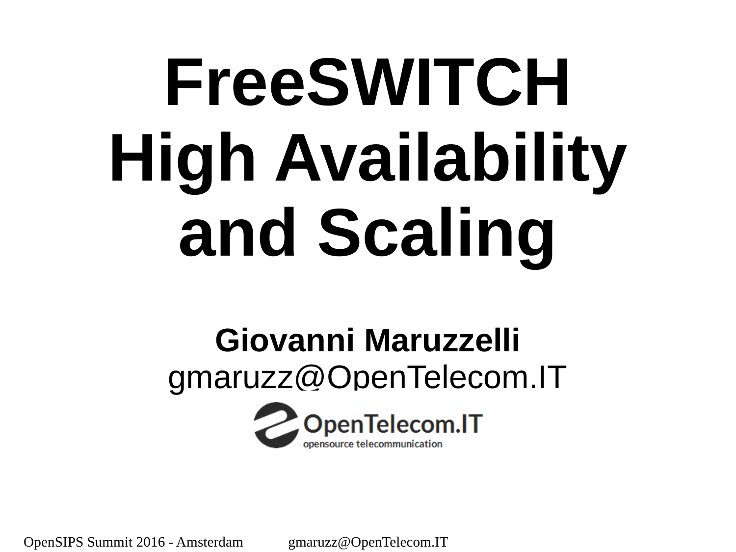# FreeSWITCH High Availability and Scaling

**Giovanni Maruzzelli**

gmaruzz@OpenTelecom.IT

OpenTelecom.IT

opensource telecommunication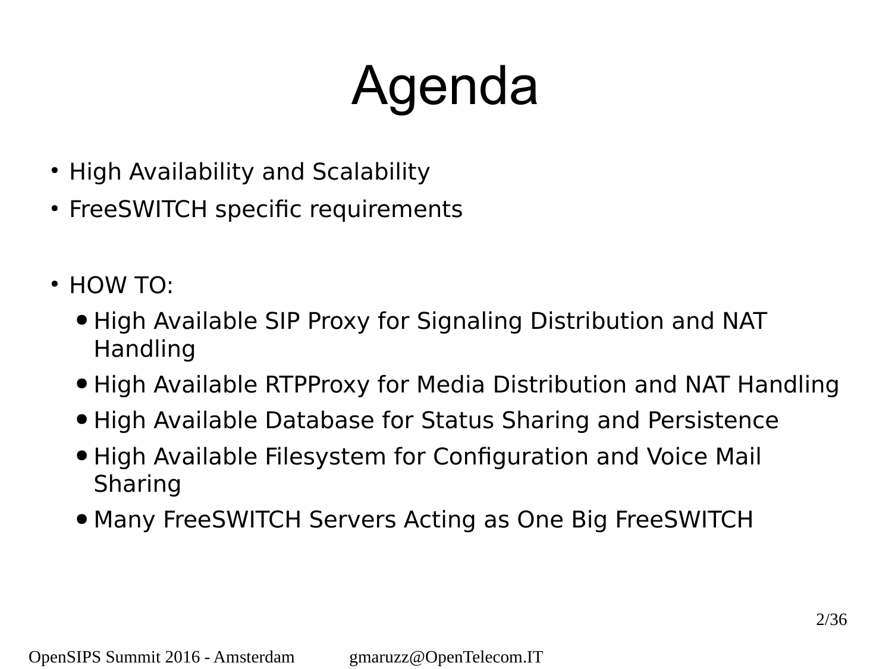# Agenda

- High Availability and Scalability
- FreeSWITCH specific requirements

- HOW TO:
  - High Available SIP Proxy for Signaling Distribution and NAT Handling
  - High Available RTPProxy for Media Distribution and NAT Handling
  - High Available Database for Status Sharing and Persistence
  - High Available Filesystem for Configuration and Voice Mail Sharing
  - Many FreeSWITCH Servers Acting as One Big FreeSWITCH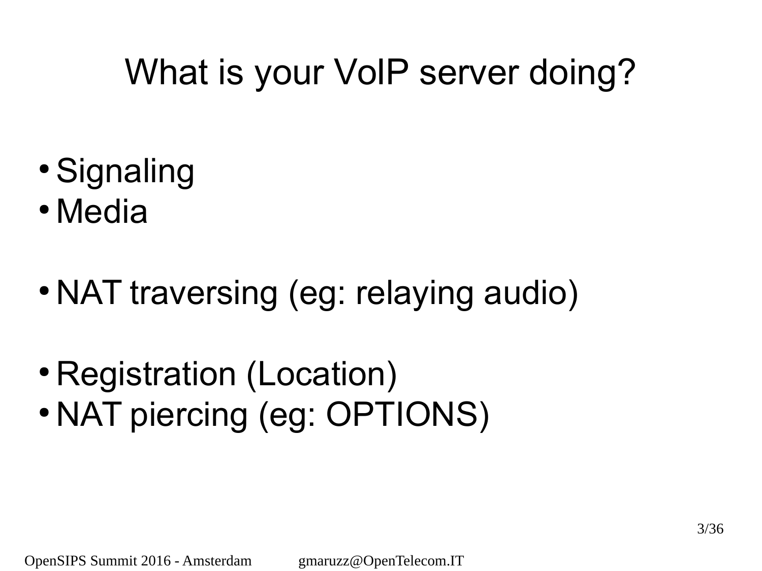# What is your VoIP server doing?

- Signaling
- Media

- NAT traversing (eg: relaying audio)

- Registration (Location)
- NAT piercing (eg: OPTIONS)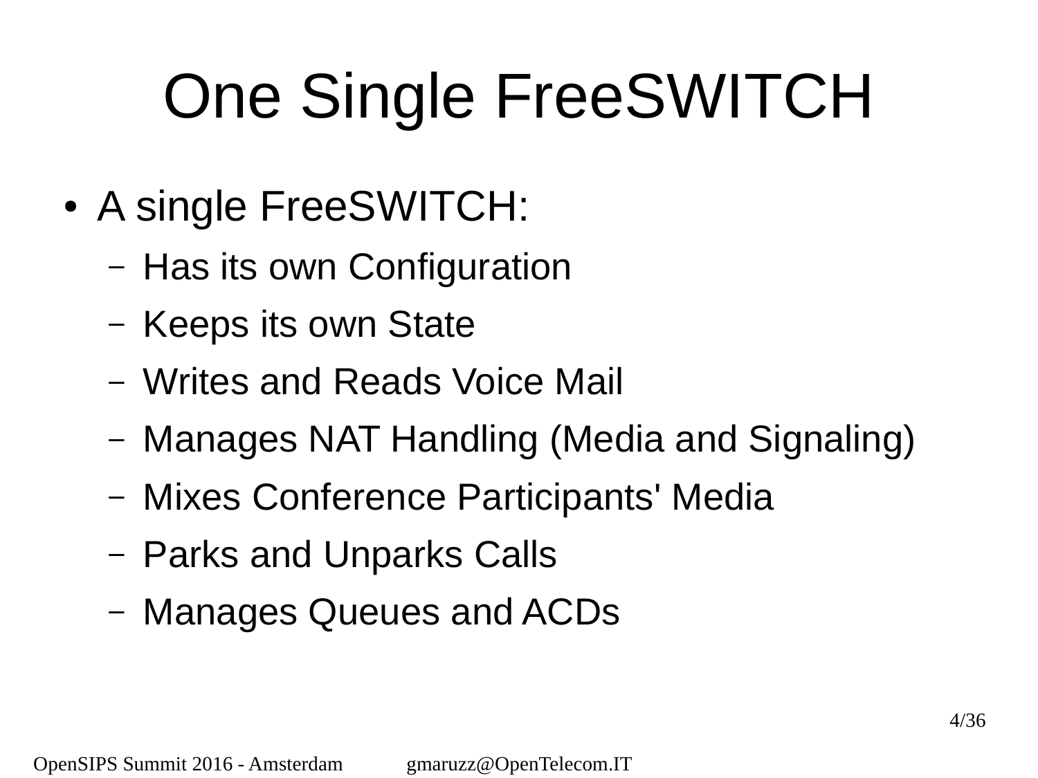# One Single FreeSWITCH

- A single FreeSWITCH:
  - Has its own Configuration
  - Keeps its own State
  - Writes and Reads Voice Mail
  - Manages NAT Handling (Media and Signaling)
  - Mixes Conference Participants' Media
  - Parks and Unparks Calls
  - Manages Queues and ACDs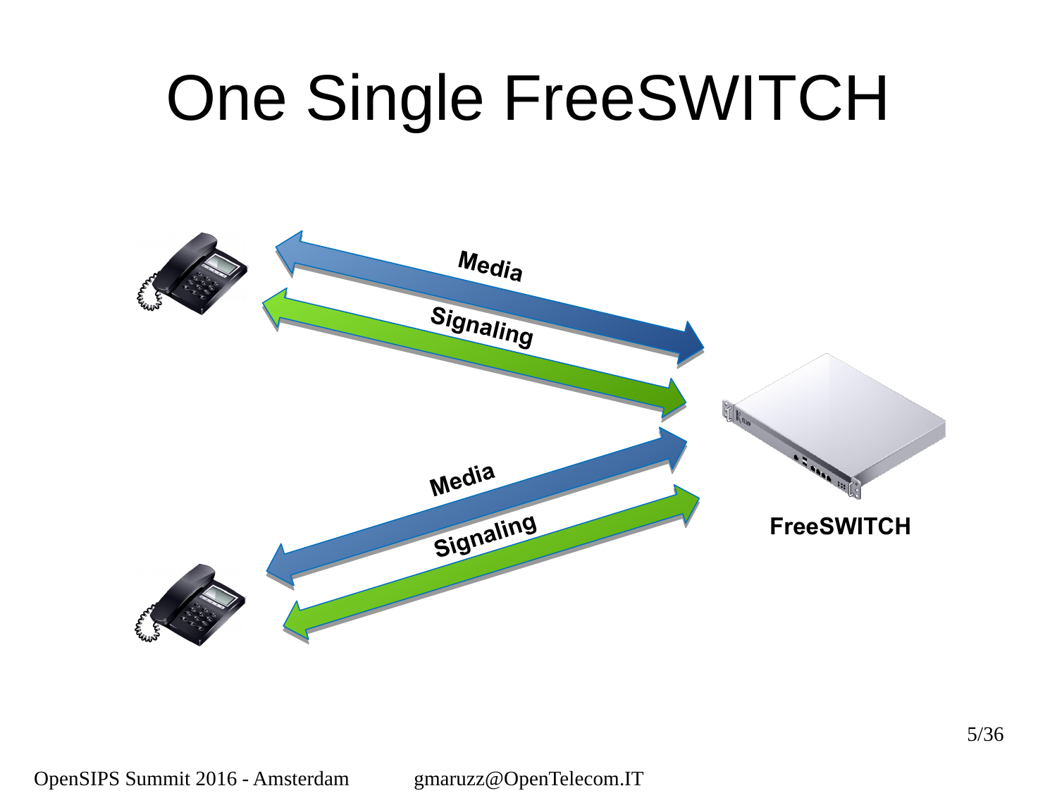# One Single FreeSWITCH

Media

Signaling

Media

Signaling

FreeSWITCH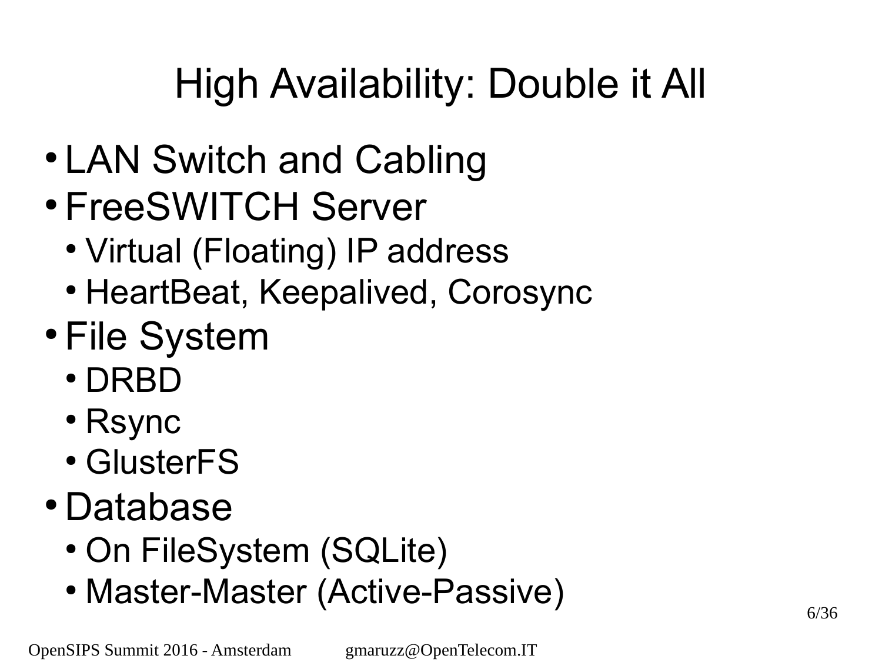# High Availability: Double it All

- LAN Switch and Cabling
- FreeSWITCH Server
  - Virtual (Floating) IP address
  - HeartBeat, Keepalived, Corosync
- File System
  - DRBD
  - Rsync
  - GlusterFS
- Database
  - On FileSystem (SQLite)
  - Master-Master (Active-Passive)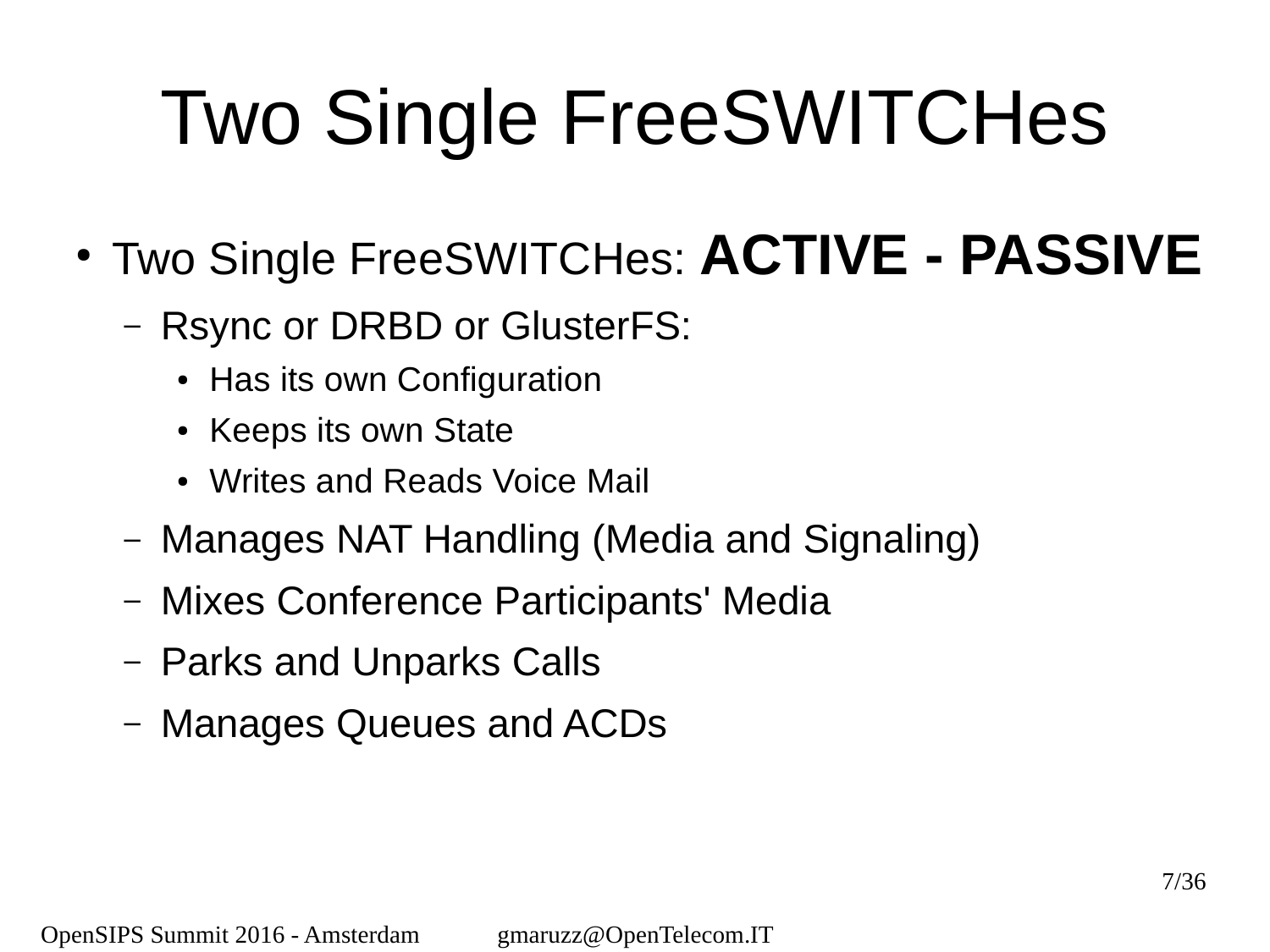# Two Single FreeSWITCHes

- Two Single FreeSWITCHes: **ACTIVE - PASSIVE**
  - Rsync or DRBD or GlusterFS:
    - Has its own Configuration
    - Keeps its own State
    - Writes and Reads Voice Mail
  - Manages NAT Handling (Media and Signaling)
  - Mixes Conference Participants' Media
  - Parks and Unparks Calls
  - Manages Queues and ACDs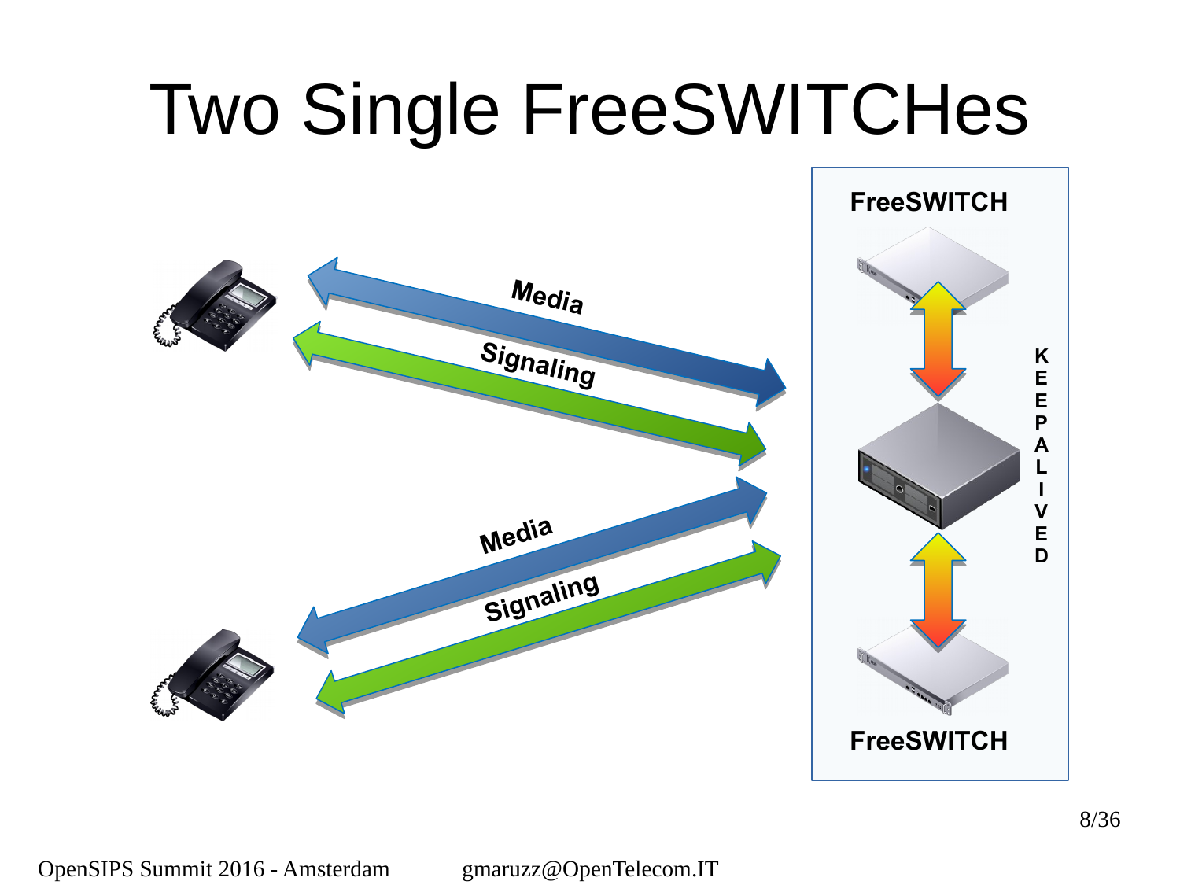# Two Single FreeSWITCHes

FreeSWITCH

Media

Signaling

Media

Signaling

KEEPALIVED

FreeSWITCH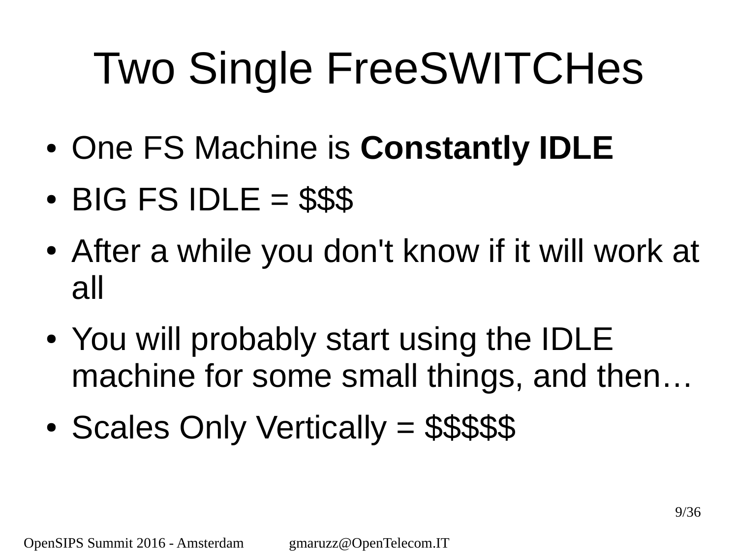# Two Single FreeSWITCHes

- One FS Machine is **Constantly IDLE**
- BIG FS IDLE = $$$
- After a while you don't know if it will work at all
- You will probably start using the IDLE machine for some small things, and then…
- Scales Only Vertically = $$$$$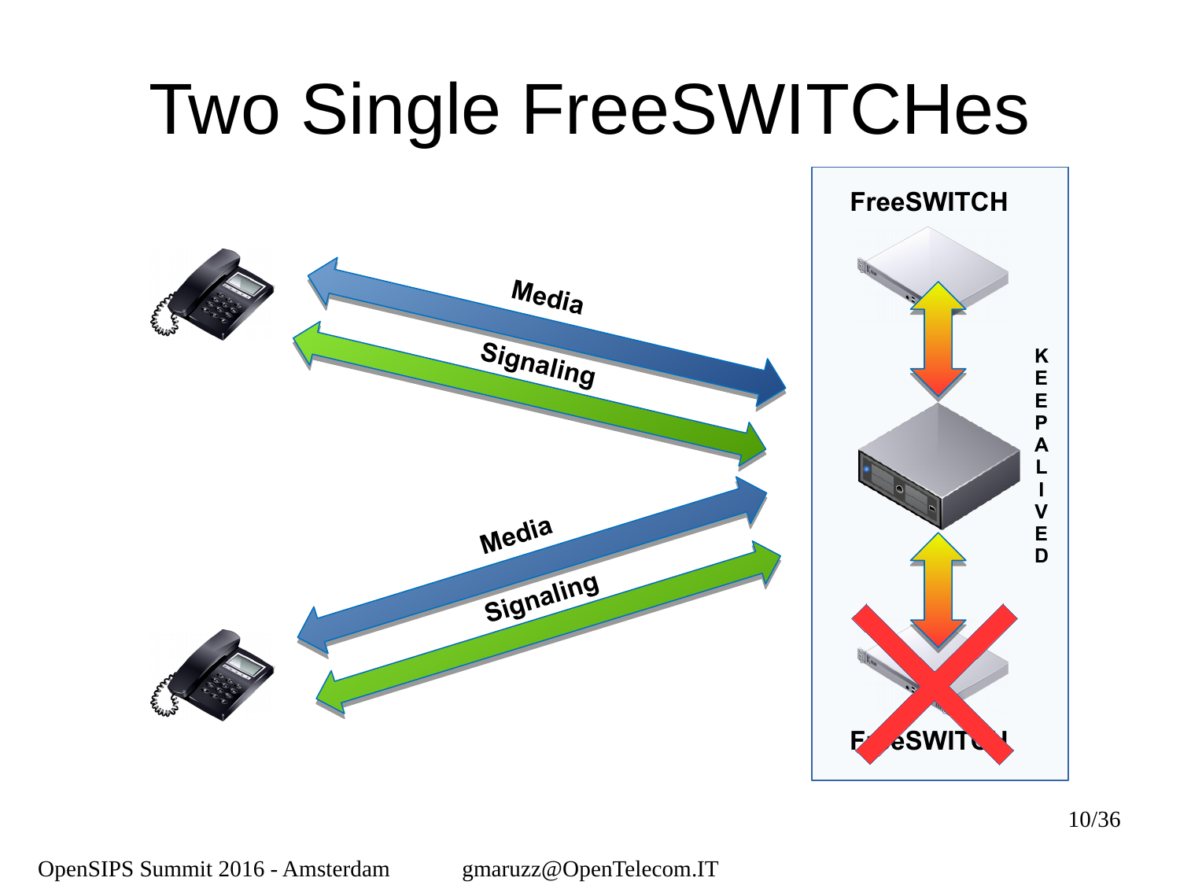# Two Single FreeSWITCHes

FreeSWITCH

Media

Signaling

Media

Signaling

KEEPALIVED

FreeSWITCH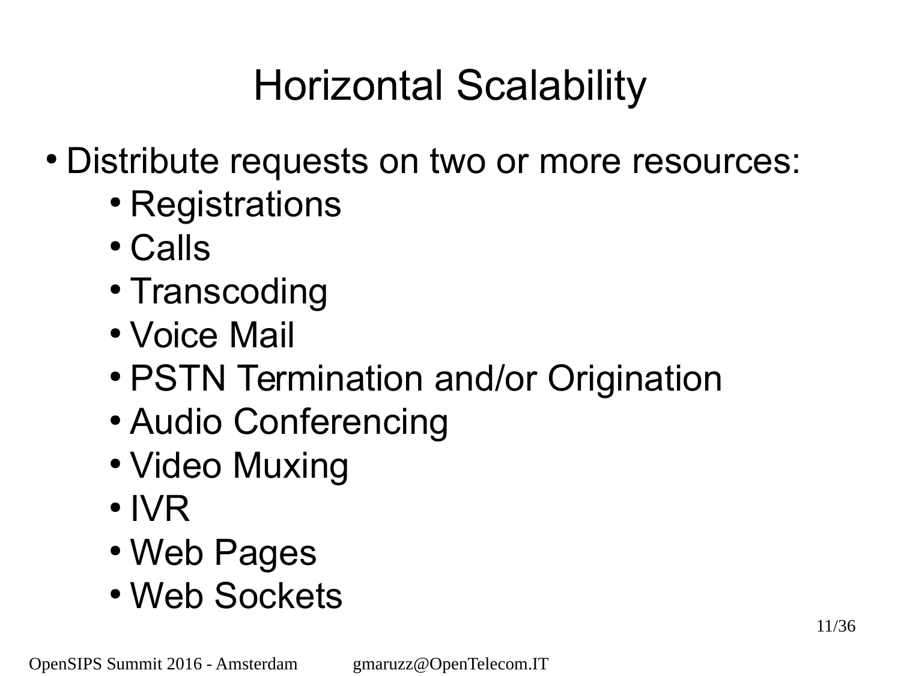# Horizontal Scalability

- Distribute requests on two or more resources:
  - Registrations
  - Calls
  - Transcoding
  - Voice Mail
  - PSTN Termination and/or Origination
  - Audio Conferencing
  - Video Muxing
  - IVR
  - Web Pages
  - Web Sockets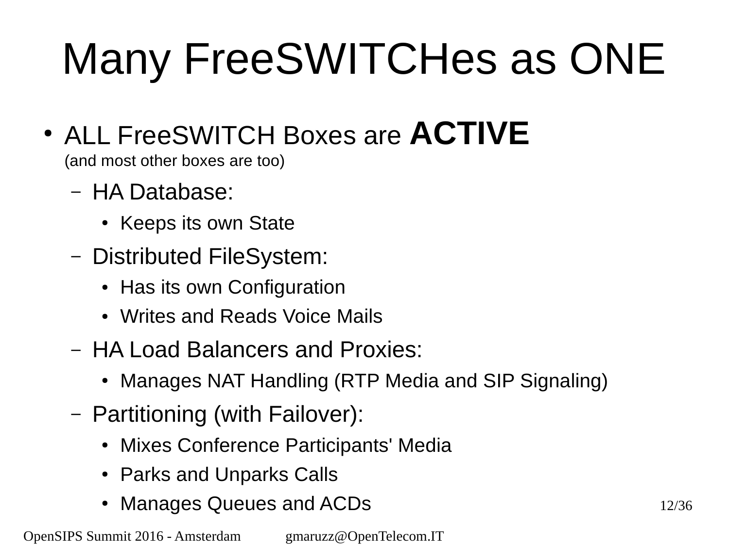# Many FreeSWITCHes as ONE

- ALL FreeSWITCH Boxes are **ACTIVE**
  (and most other boxes are too)
  - HA Database:
    - Keeps its own State
  - Distributed FileSystem:
    - Has its own Configuration
    - Writes and Reads Voice Mails
  - HA Load Balancers and Proxies:
    - Manages NAT Handling (RTP Media and SIP Signaling)
  - Partitioning (with Failover):
    - Mixes Conference Participants' Media
    - Parks and Unparks Calls
    - Manages Queues and ACDs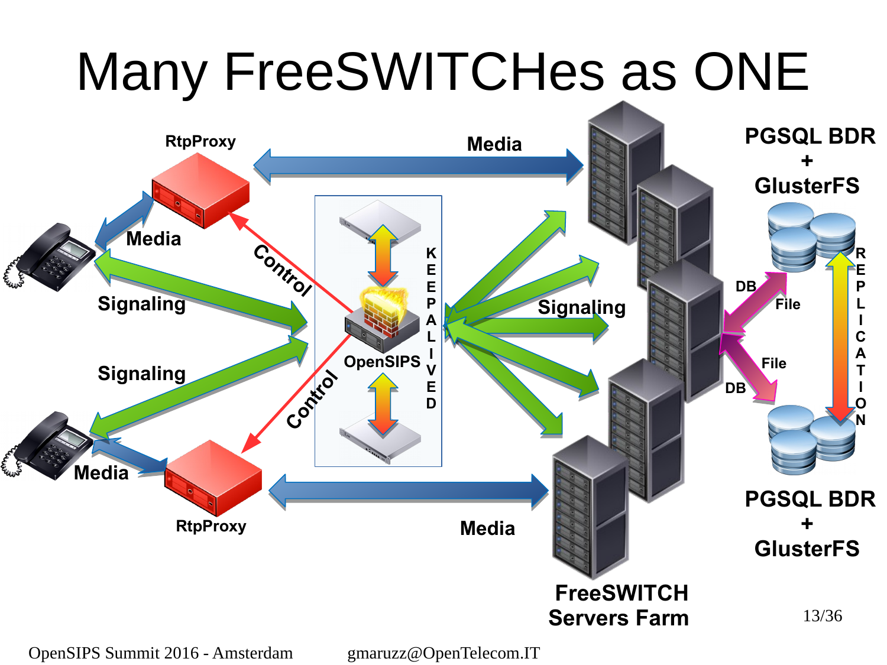# Many FreeSWITCHes as ONE

RtpProxy

Media

Media

Control

Signaling

Signaling

Control

OpenSIPS

KEEPALIVED

Signaling

Media

RtpProxy

Media

PGSQL BDR + GlusterFS

DB

File

File

DB

REPLICATION

PGSQL BDR + GlusterFS

FreeSWITCH Servers Farm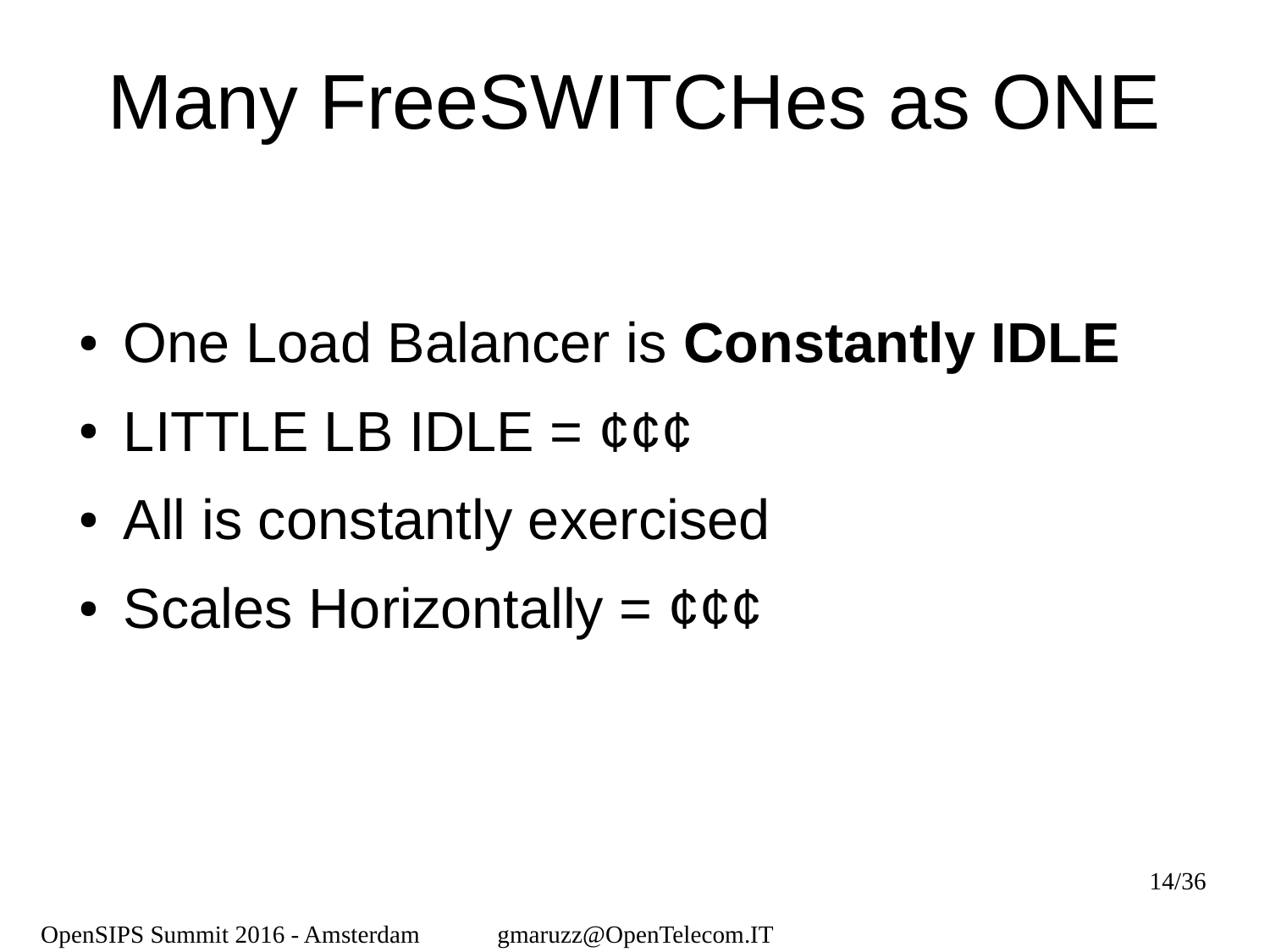# Many FreeSWITCHes as ONE

- One Load Balancer is **Constantly IDLE**
- LITTLE LB IDLE = ₵₵₵
- All is constantly exercised
- Scales Horizontally = ₵₵₵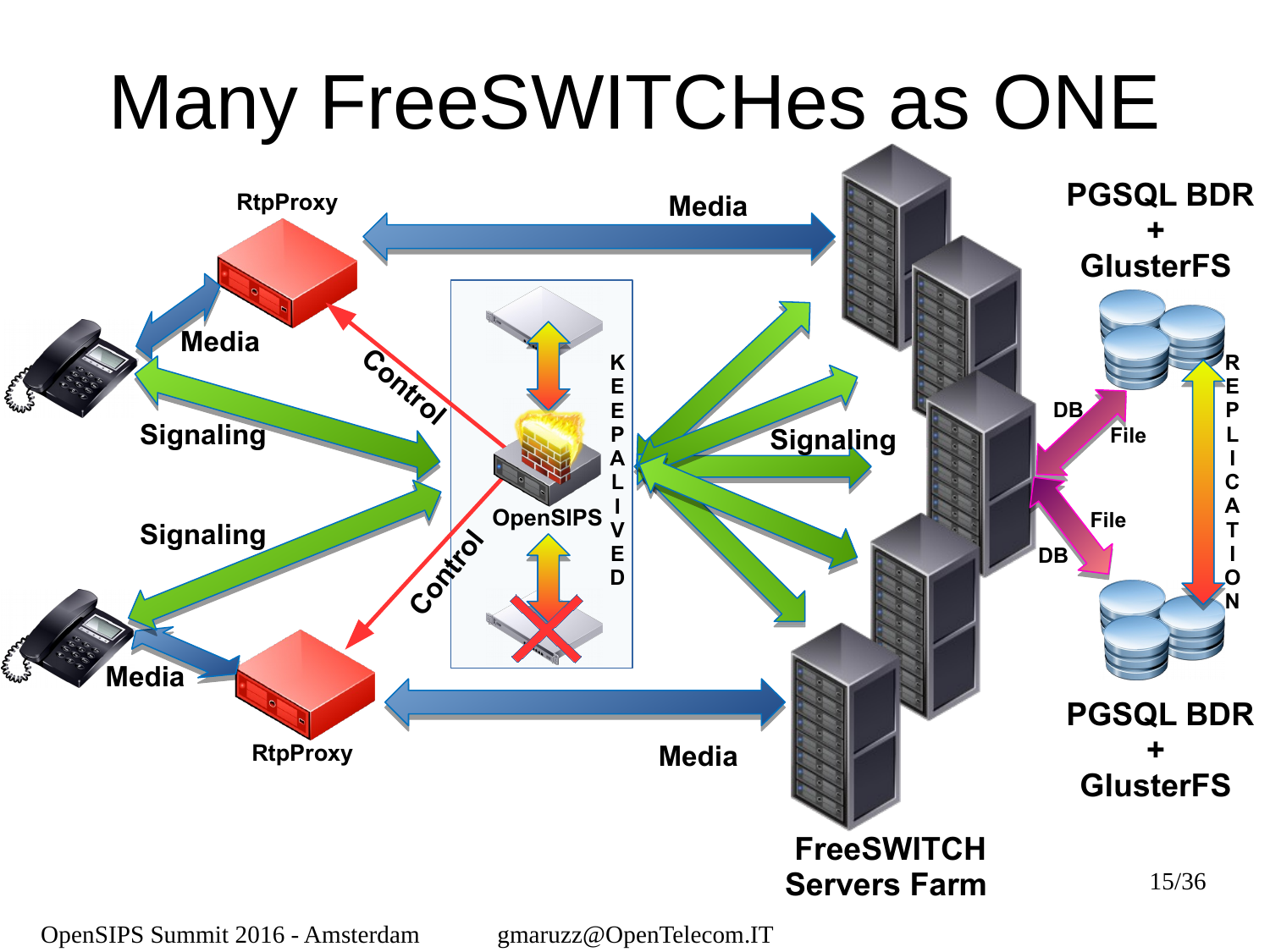# Many FreeSWITCHes as ONE

RtpProxy

Media

Media

Signaling

Control

KEEPALIVED

OpenSIPS

Control

Signaling

Signaling

Media

RtpProxy

Media

PGSQL BDR + GlusterFS

DB

File

File

DB

REPLICATION

PGSQL BDR + GlusterFS

FreeSWITCH Servers Farm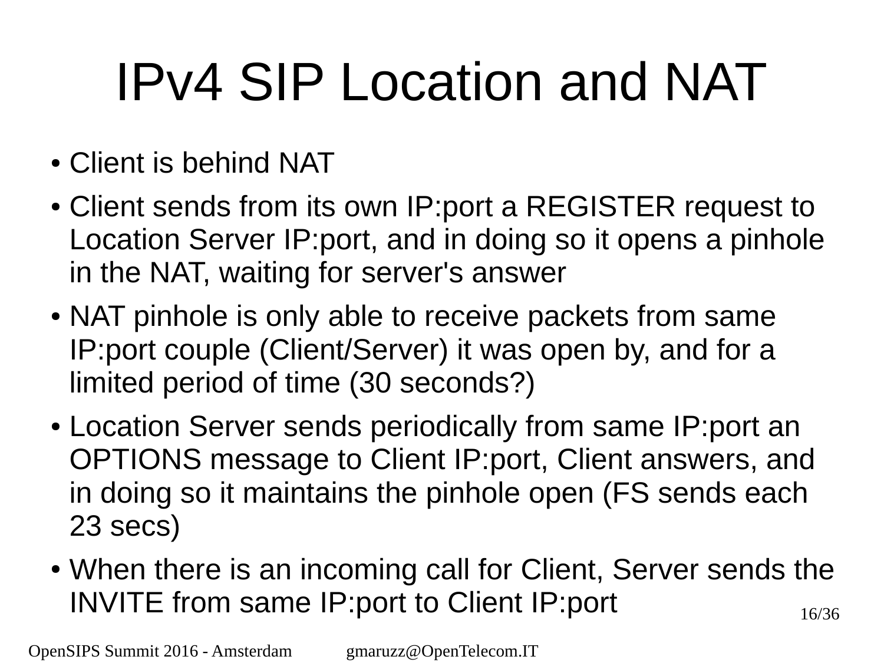# IPv4 SIP Location and NAT

- Client is behind NAT
- Client sends from its own IP:port a REGISTER request to Location Server IP:port, and in doing so it opens a pinhole in the NAT, waiting for server's answer
- NAT pinhole is only able to receive packets from same IP:port couple (Client/Server) it was open by, and for a limited period of time (30 seconds?)
- Location Server sends periodically from same IP:port an OPTIONS message to Client IP:port, Client answers, and in doing so it maintains the pinhole open (FS sends each 23 secs)
- When there is an incoming call for Client, Server sends the INVITE from same IP:port to Client IP:port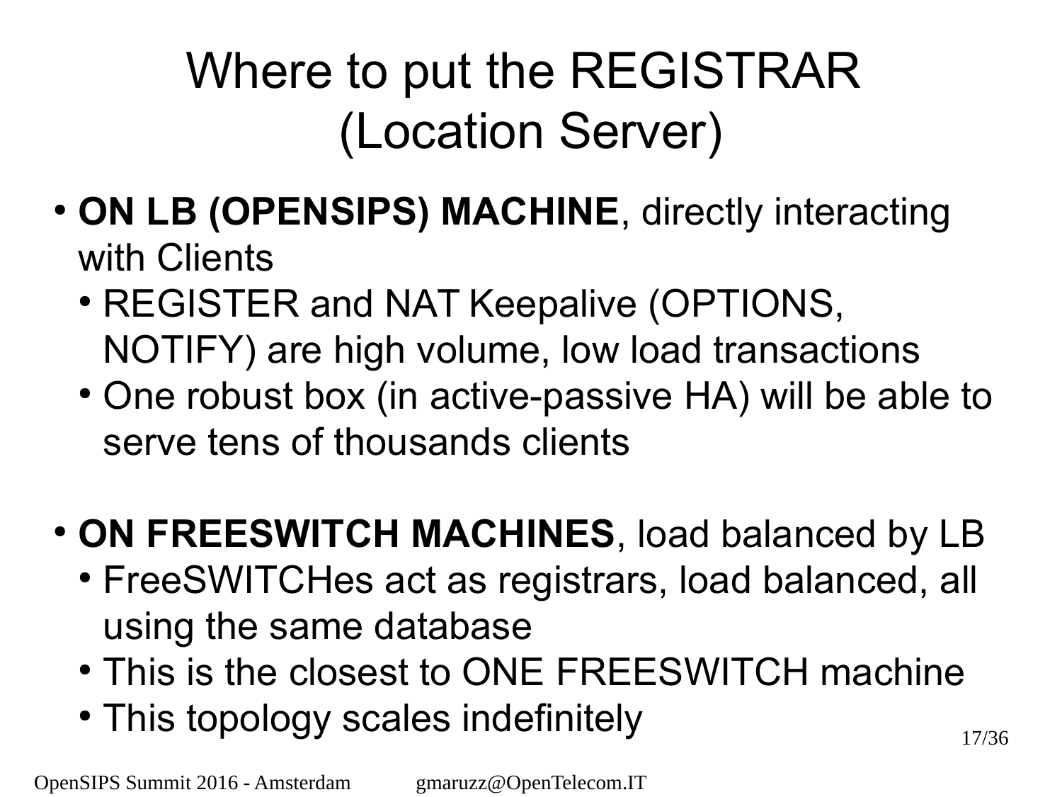# Where to put the REGISTRAR (Location Server)

- **ON LB (OPENSIPS) MACHINE**, directly interacting with Clients
  - REGISTER and NAT Keepalive (OPTIONS, NOTIFY) are high volume, low load transactions
  - One robust box (in active-passive HA) will be able to serve tens of thousands clients

- **ON FREESWITCH MACHINES**, load balanced by LB
  - FreeSWITCHes act as registrars, load balanced, all using the same database
  - This is the closest to ONE FREESWITCH machine
  - This topology scales indefinitely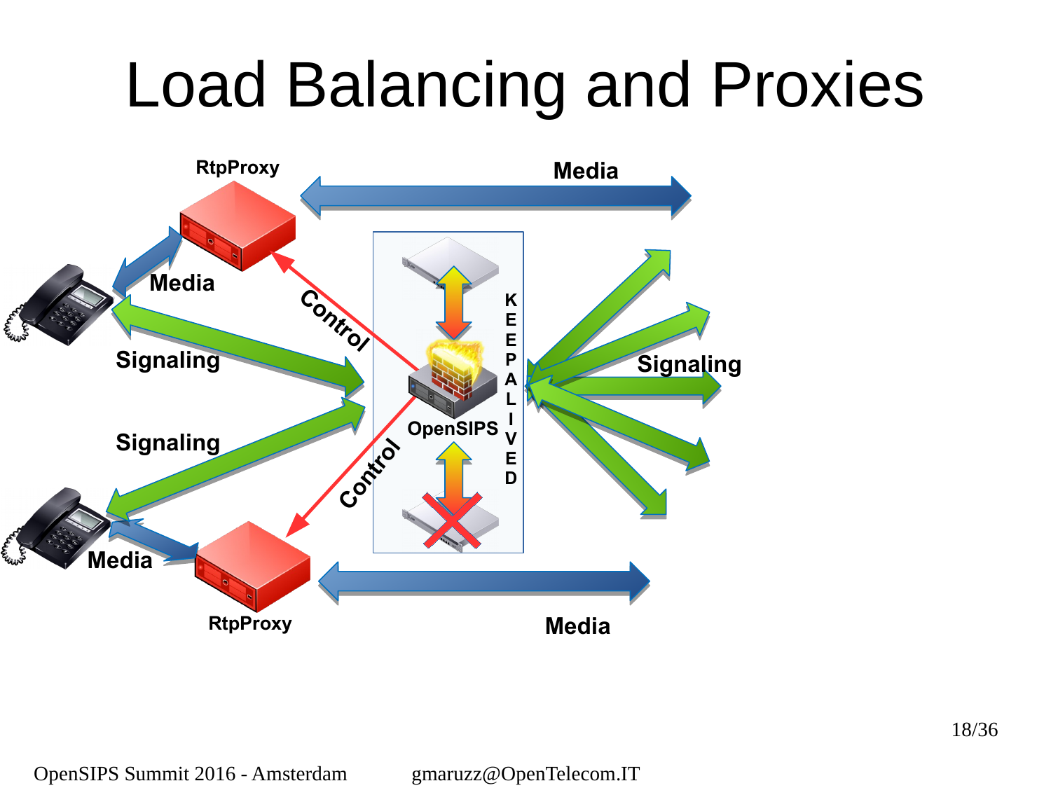# Load Balancing and Proxies

RtpProxy

Media

Media

Control

K
E
E
P
A
L
I
V
E
D

Signaling

Signaling

OpenSIPS

Signaling

Control

Media

RtpProxy

Media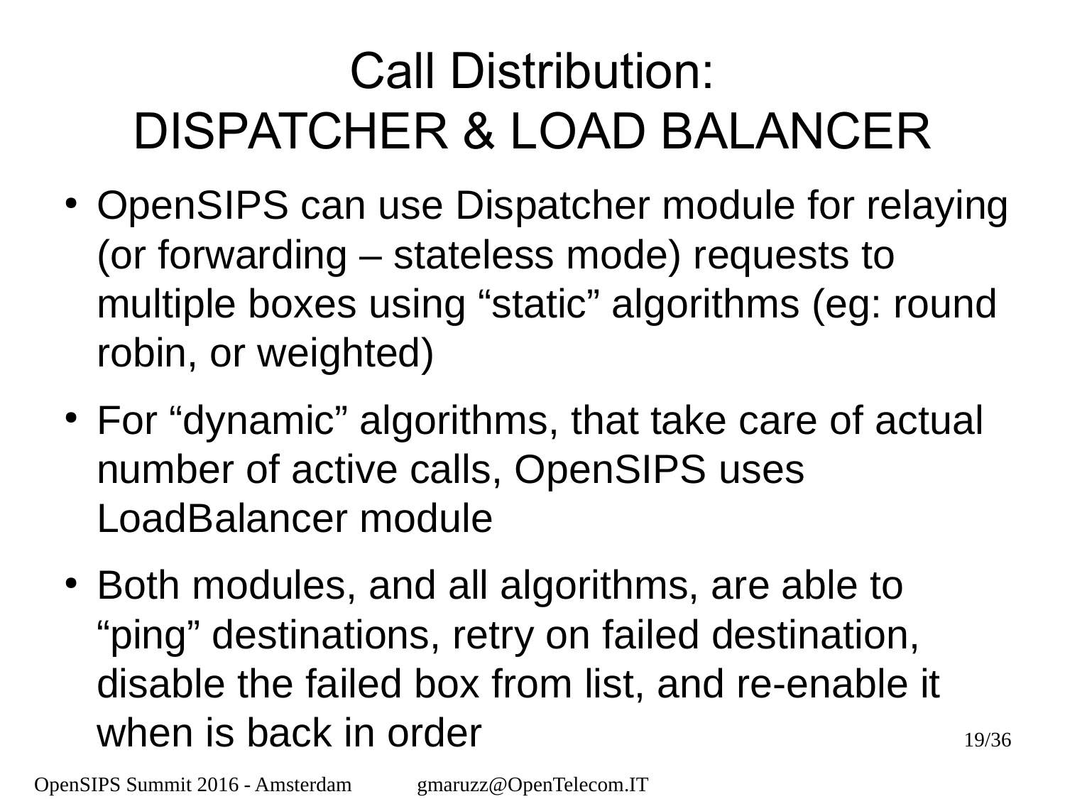# Call Distribution: DISPATCHER & LOAD BALANCER

- OpenSIPS can use Dispatcher module for relaying (or forwarding – stateless mode) requests to multiple boxes using “static” algorithms (eg: round robin, or weighted)
- For “dynamic” algorithms, that take care of actual number of active calls, OpenSIPS uses LoadBalancer module
- Both modules, and all algorithms, are able to “ping” destinations, retry on failed destination, disable the failed box from list, and re-enable it when is back in order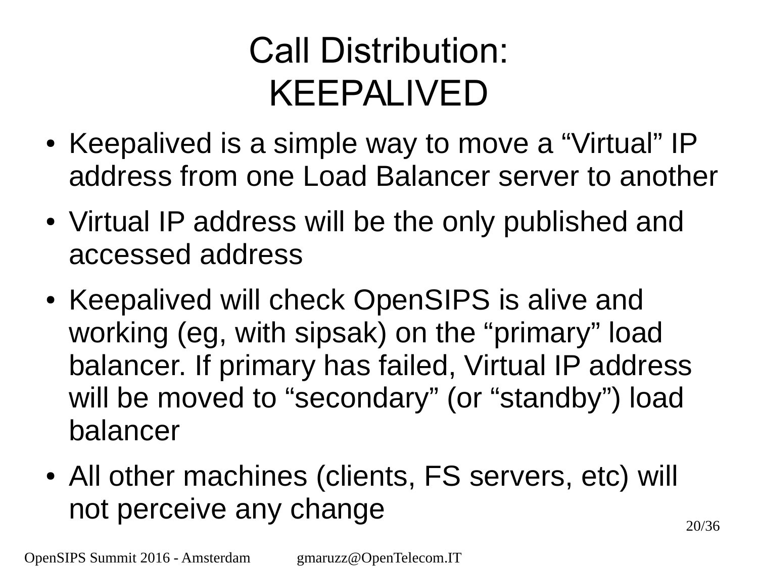# Call Distribution: KEEPALIVED

- Keepalived is a simple way to move a “Virtual” IP address from one Load Balancer server to another
- Virtual IP address will be the only published and accessed address
- Keepalived will check OpenSIPS is alive and working (eg, with sipsak) on the “primary” load balancer. If primary has failed, Virtual IP address will be moved to “secondary” (or “standby”) load balancer
- All other machines (clients, FS servers, etc) will not perceive any change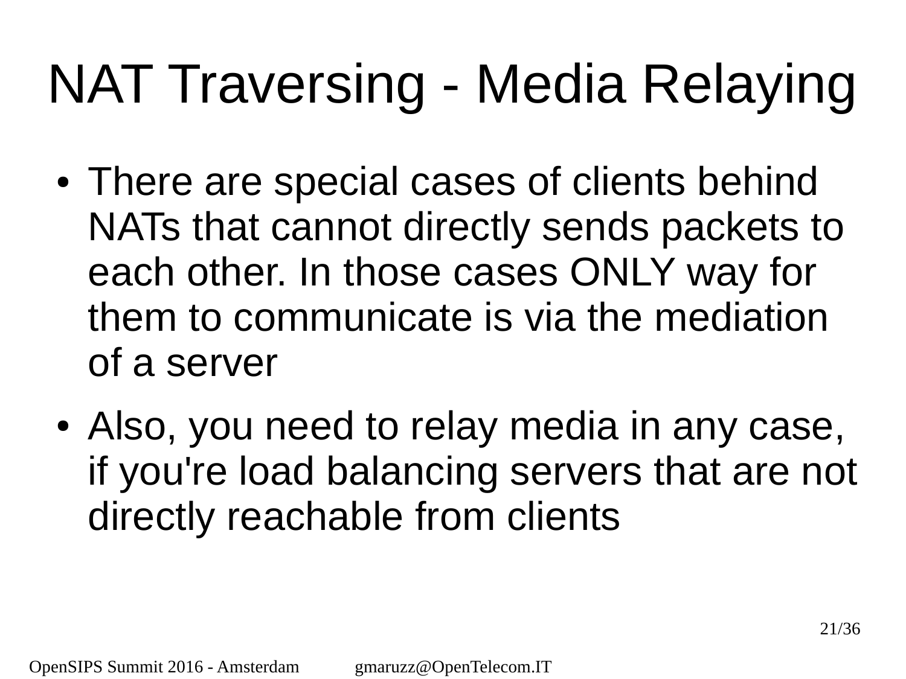# NAT Traversing - Media Relaying

- There are special cases of clients behind NATs that cannot directly sends packets to each other. In those cases ONLY way for them to communicate is via the mediation of a server
- Also, you need to relay media in any case, if you're load balancing servers that are not directly reachable from clients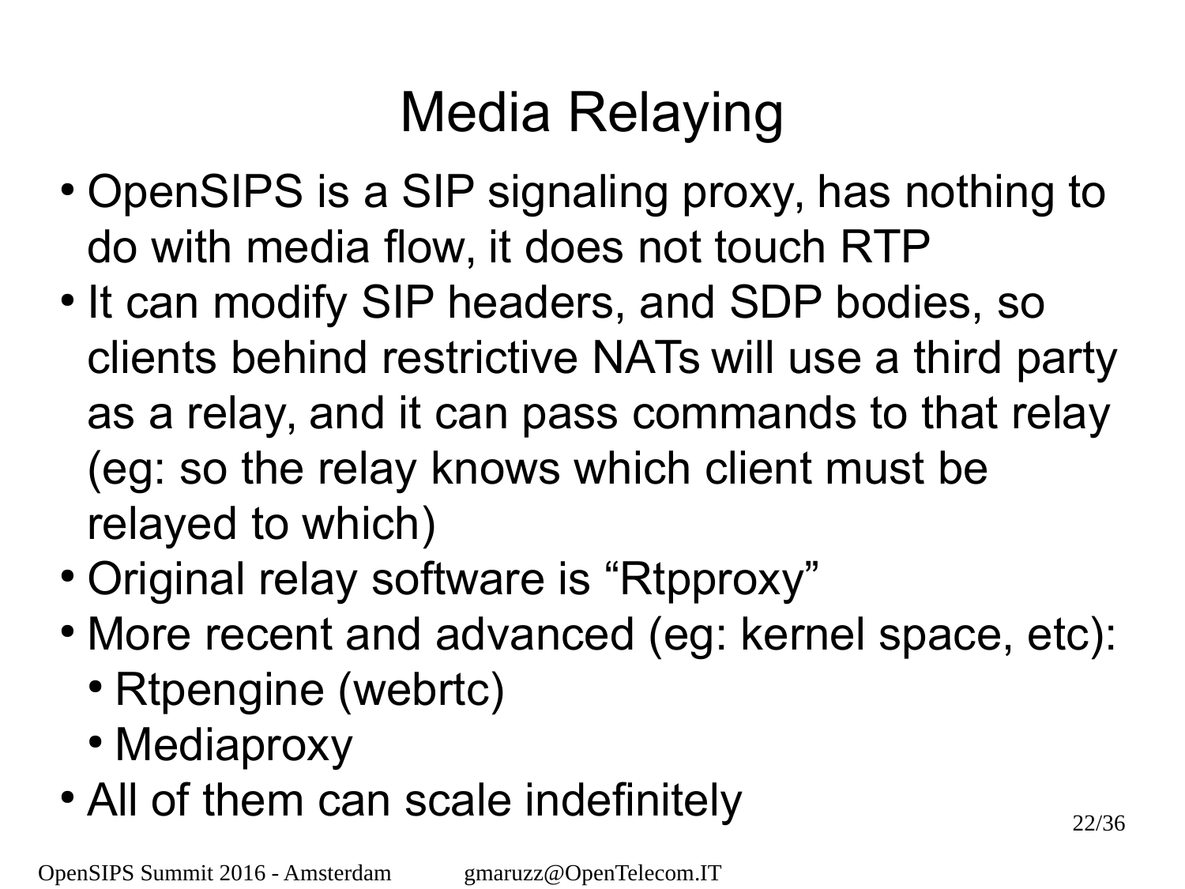# Media Relaying

- OpenSIPS is a SIP signaling proxy, has nothing to do with media flow, it does not touch RTP
- It can modify SIP headers, and SDP bodies, so clients behind restrictive NATs will use a third party as a relay, and it can pass commands to that relay (eg: so the relay knows which client must be relayed to which)
- Original relay software is “Rtpproxy”
- More recent and advanced (eg: kernel space, etc):
  - Rtpengine (webrtc)
  - Mediaproxy
- All of them can scale indefinitely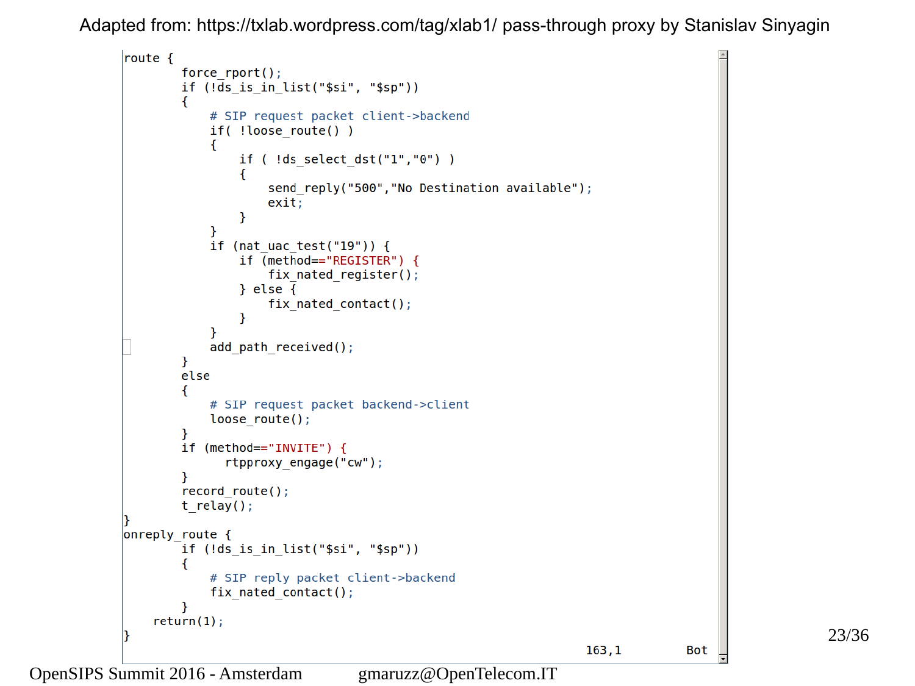Adapted from: https://txlab.wordpress.com/tag/xlab1/ pass-through proxy by Stanislav Sinyagin

```
route {
        force_rport();
        if (!ds_is_in_list("$si", "$sp"))
        {
            # SIP request packet client->backend
            if( !loose_route() )
            {
                if ( !ds_select_dst("1","0") )
                {
                    send_reply("500","No Destination available");
                    exit;
                }
            }
            if (nat_uac_test("19")) {
                if (method=="REGISTER") {
                    fix_nated_register();
                } else {
                    fix_nated_contact();
                }
            }
            add_path_received();
        }
        else
        {
            # SIP request packet backend->client
            loose_route();
        }
        if (method=="INVITE") {
              rtpproxy_engage("cw");
        }
        record_route();
        t_relay();
}
onreply_route {
        if (!ds_is_in_list("$si", "$sp"))
        {
            # SIP reply packet client->backend
            fix_nated_contact();
        }
    return(1);
}
                                                            163,1         Bot
```

OpenSIPS Summit 2016 - Amsterdam gmaruzz@OpenTelecom.IT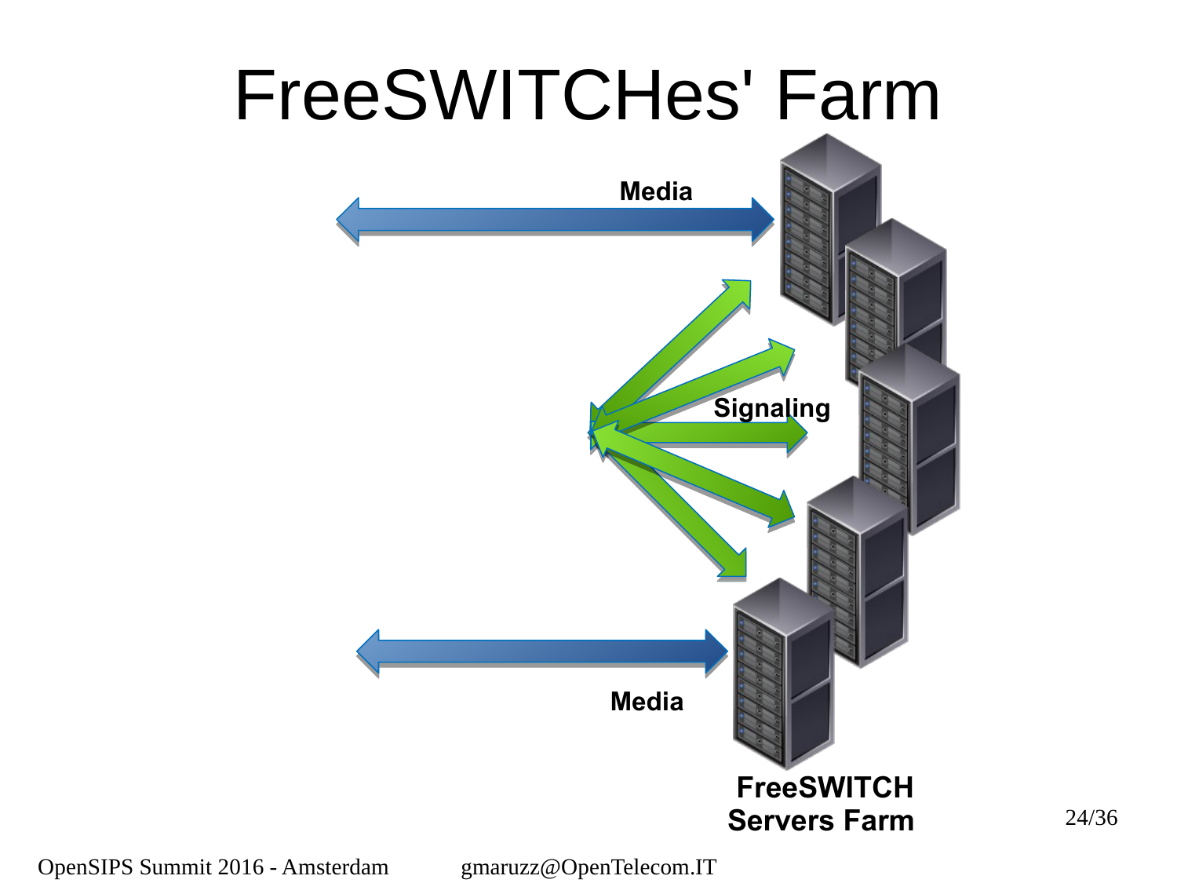# FreeSWITCHes' Farm

Media

Signaling

Media

FreeSWITCH
Servers Farm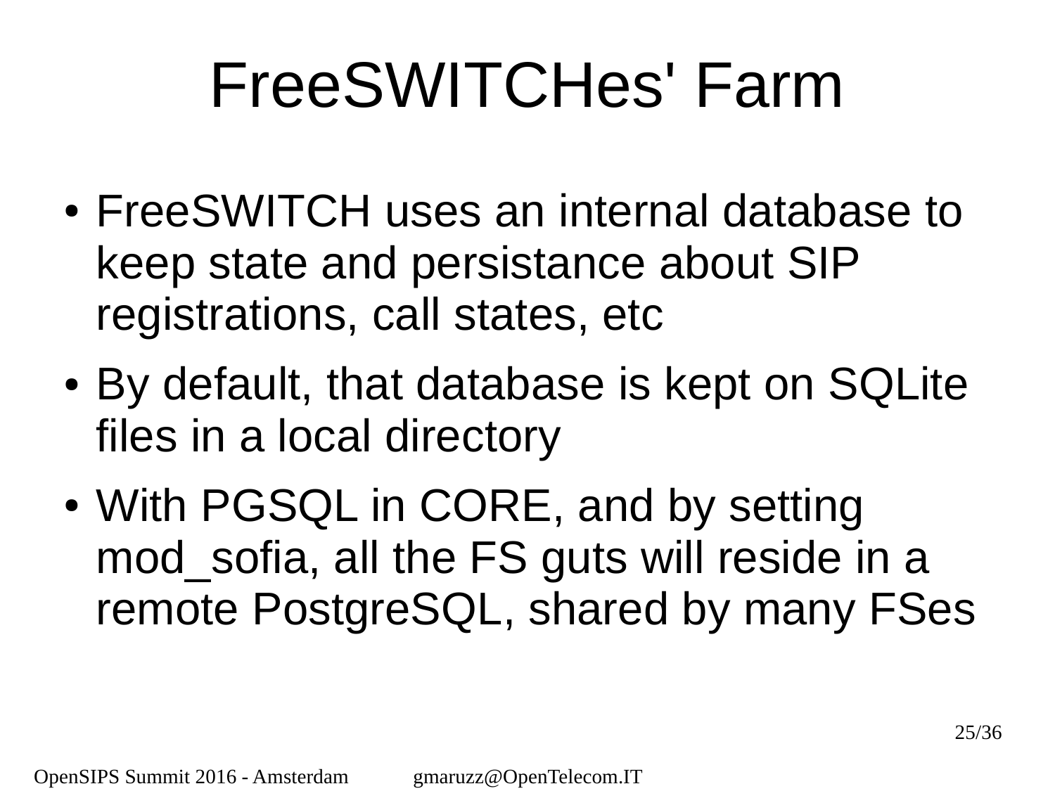# FreeSWITCHes' Farm

- FreeSWITCH uses an internal database to keep state and persistance about SIP registrations, call states, etc
- By default, that database is kept on SQLite files in a local directory
- With PGSQL in CORE, and by setting mod_sofia, all the FS guts will reside in a remote PostgreSQL, shared by many FSes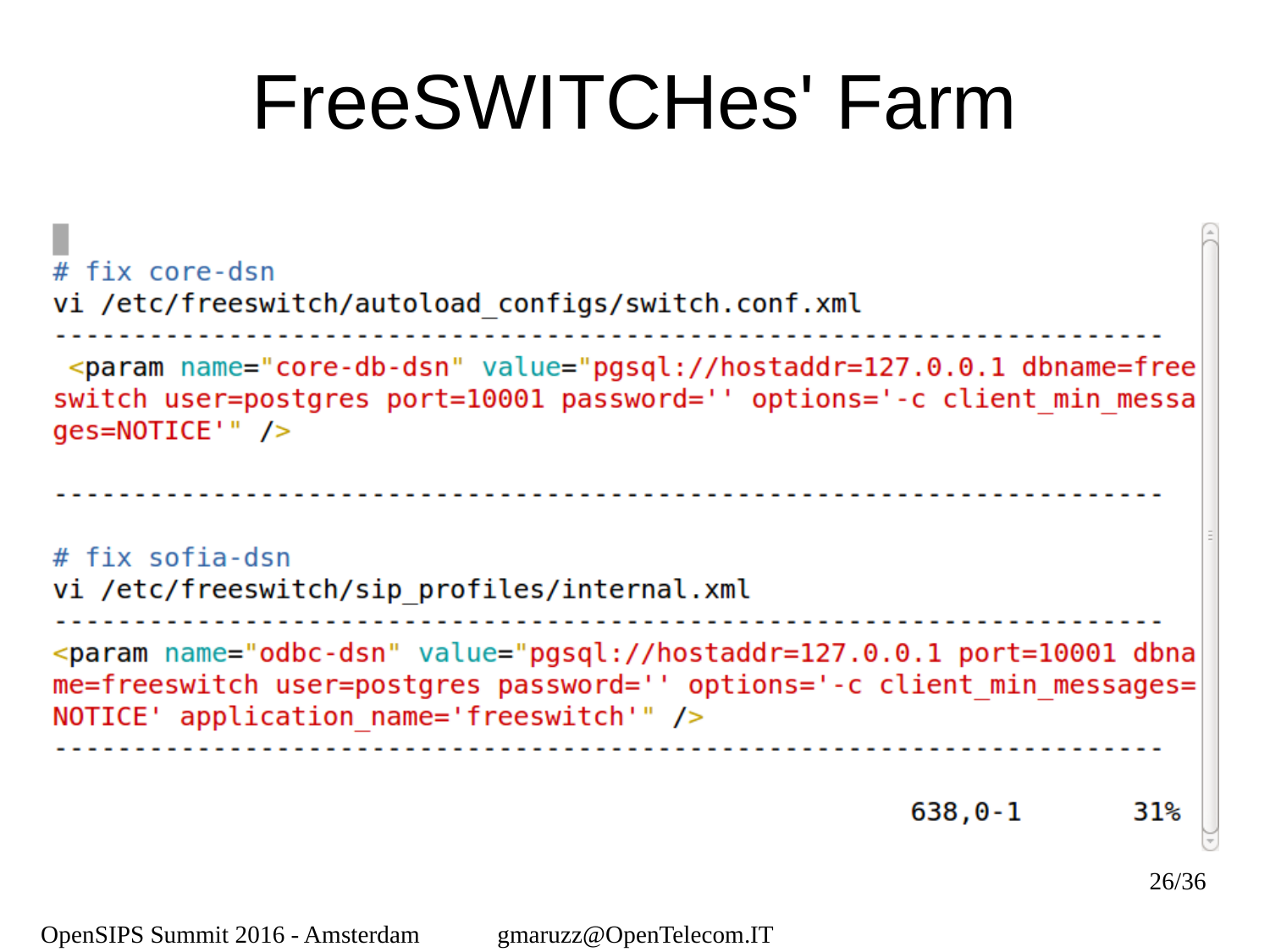# FreeSWITCHes' Farm

```
# fix core-dsn
vi /etc/freeswitch/autoload_configs/switch.conf.xml
--------------------------------------------------------------------
 <param name="core-db-dsn" value="pgsql://hostaddr=127.0.0.1 dbname=free
switch user=postgres port=10001 password='' options='-c client_min_messa
ges=NOTICE'" />

--------------------------------------------------------------------

# fix sofia-dsn
vi /etc/freeswitch/sip_profiles/internal.xml
--------------------------------------------------------------------
<param name="odbc-dsn" value="pgsql://hostaddr=127.0.0.1 port=10001 dbna
me=freeswitch user=postgres password='' options='-c client_min_messages=
NOTICE' application_name='freeswitch'" />
--------------------------------------------------------------------

                                                  638,0-1       31%
```

OpenSIPS Summit 2016 - Amsterdam gmaruzz@OpenTelecom.IT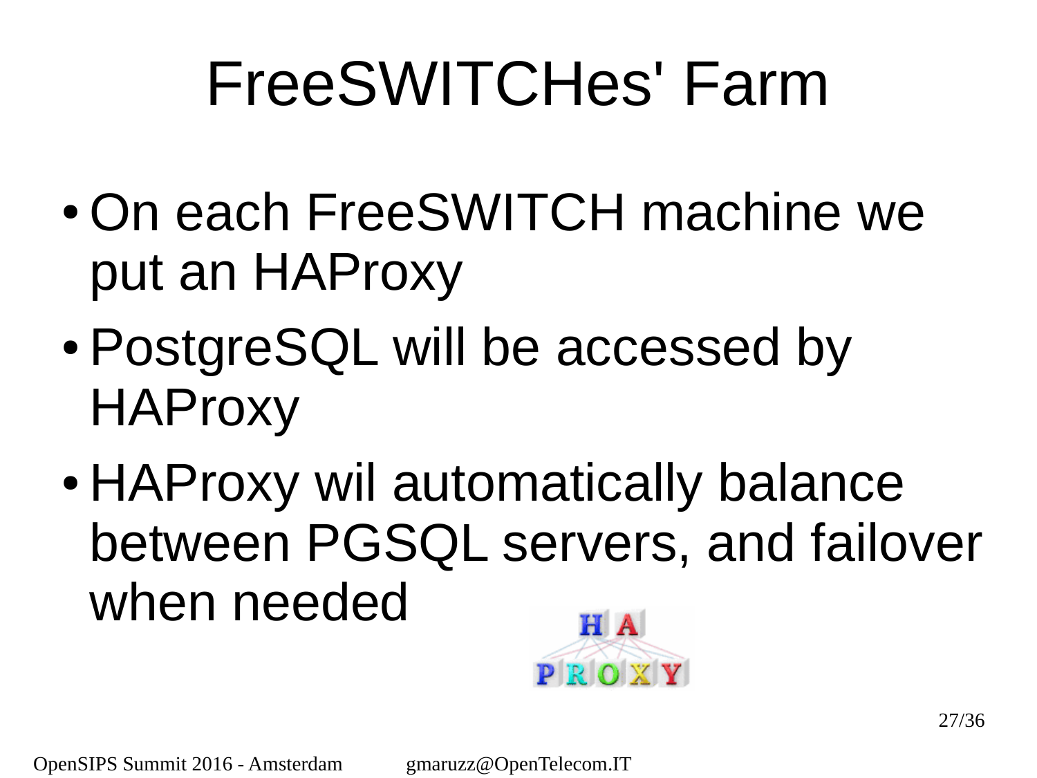# FreeSWITCHes' Farm

- On each FreeSWITCH machine we put an HAProxy
- PostgreSQL will be accessed by HAProxy
- HAProxy wil automatically balance between PGSQL servers, and failover when needed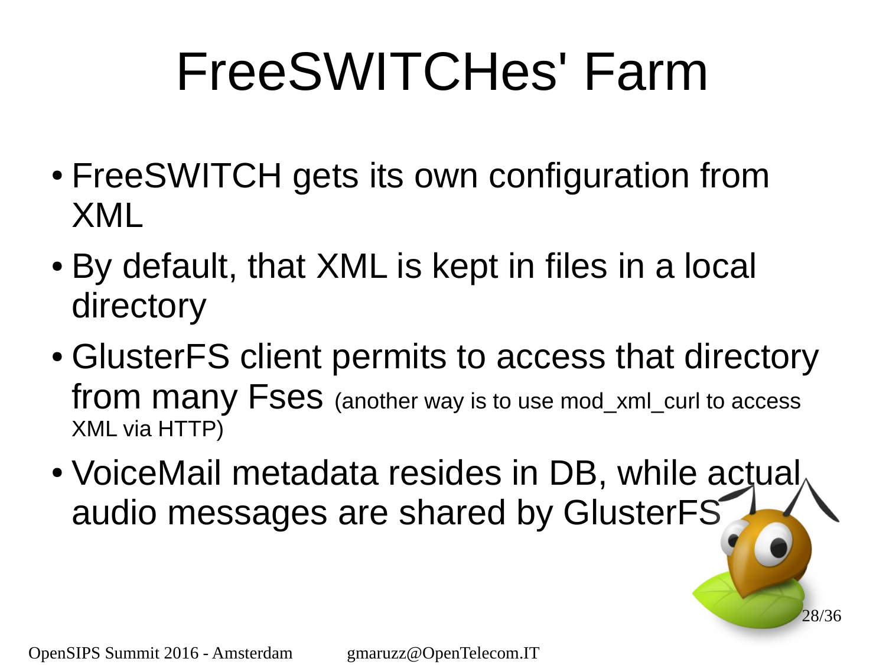# FreeSWITCHes' Farm

- FreeSWITCH gets its own configuration from XML
- By default, that XML is kept in files in a local directory
- GlusterFS client permits to access that directory from many Fses (another way is to use mod_xml_curl to access XML via HTTP)
- VoiceMail metadata resides in DB, while actual audio messages are shared by GlusterFS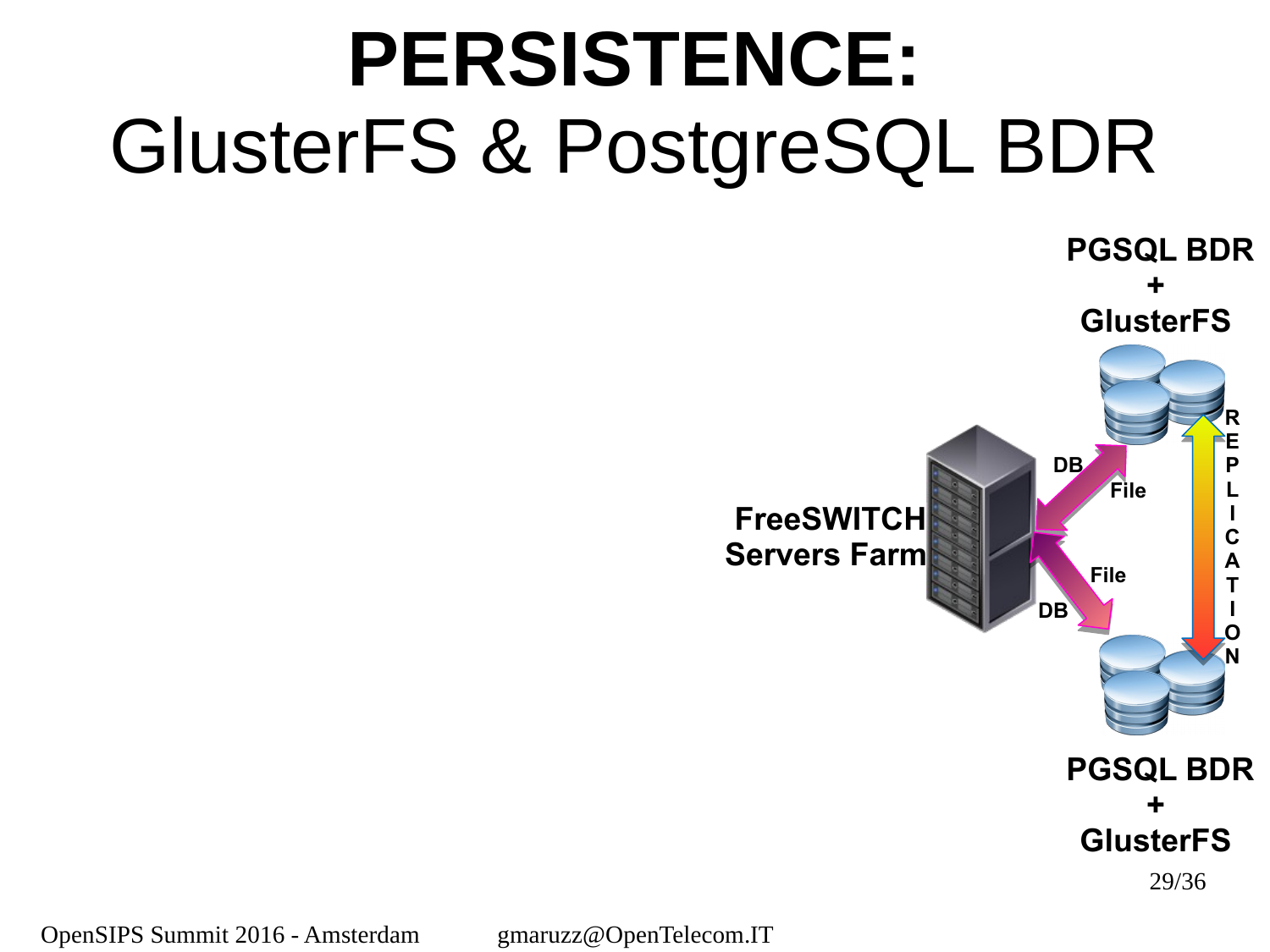# PERSISTENCE:
## GlusterFS & PostgreSQL BDR

**PGSQL BDR + GlusterFS**

**FreeSWITCH Servers Farm**

DB / File

File / DB

**REPLICATION**

**PGSQL BDR + GlusterFS**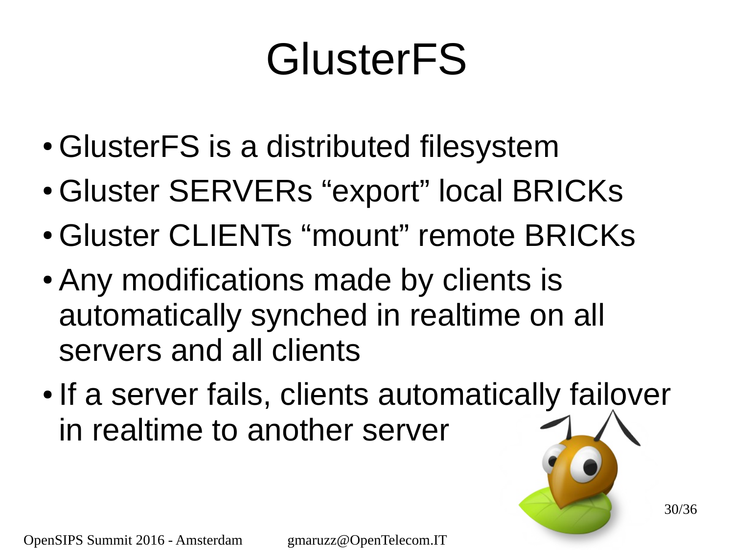# GlusterFS

- GlusterFS is a distributed filesystem
- Gluster SERVERs “export” local BRICKs
- Gluster CLIENTs “mount” remote BRICKs
- Any modifications made by clients is automatically synched in realtime on all servers and all clients
- If a server fails, clients automatically failover in realtime to another server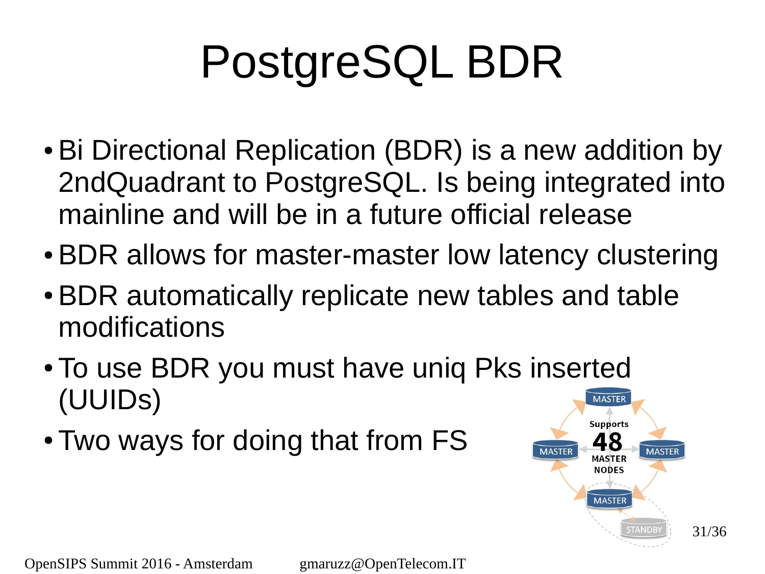# PostgreSQL BDR

- Bi Directional Replication (BDR) is a new addition by 2ndQuadrant to PostgreSQL. Is being integrated into mainline and will be in a future official release
- BDR allows for master-master low latency clustering
- BDR automatically replicate new tables and table modifications
- To use BDR you must have uniq Pks inserted (UUIDs)
- Two ways for doing that from FS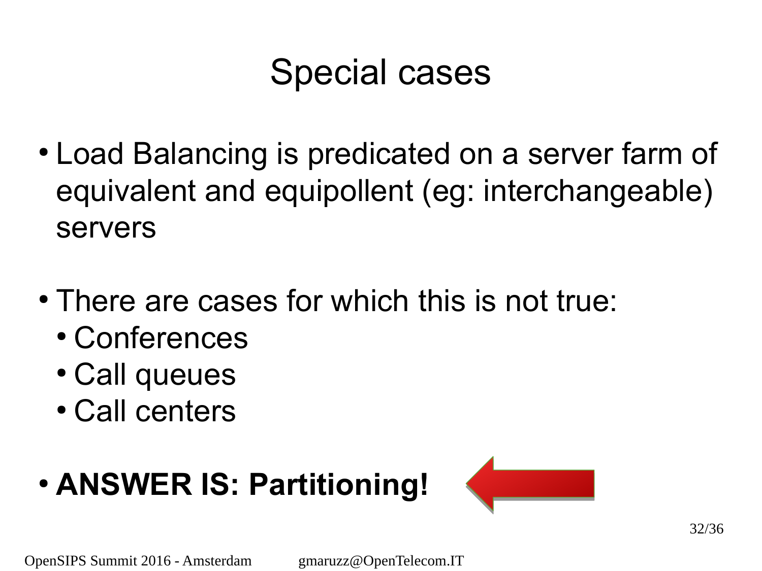# Special cases

- Load Balancing is predicated on a server farm of equivalent and equipollent (eg: interchangeable) servers
- There are cases for which this is not true:
  - Conferences
  - Call queues
  - Call centers
- **ANSWER IS: Partitioning!**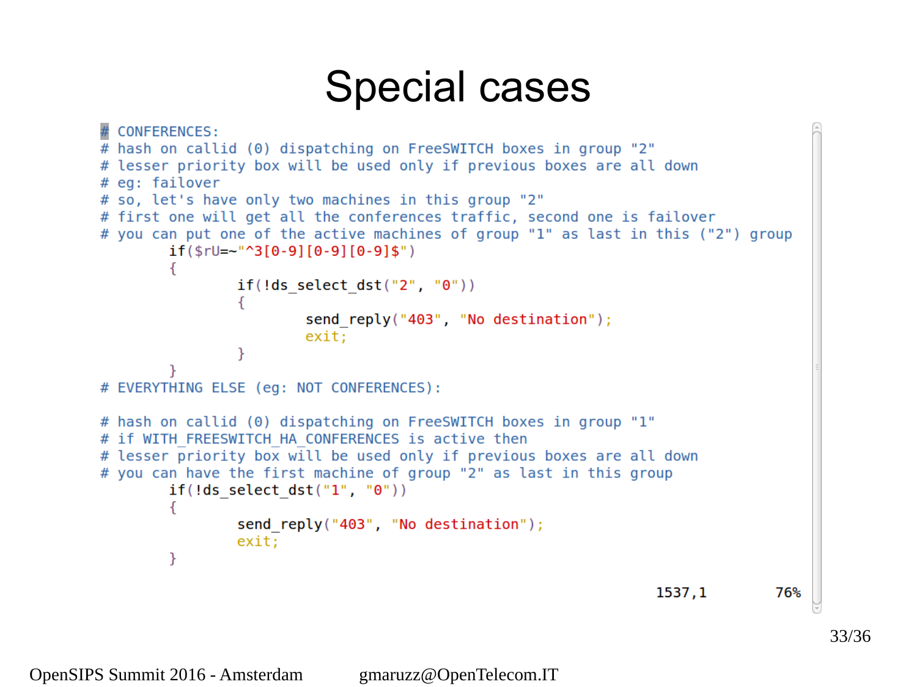# Special cases

```
# CONFERENCES:
# hash on callid (0) dispatching on FreeSWITCH boxes in group "2"
# lesser priority box will be used only if previous boxes are all down
# eg: failover
# so, let's have only two machines in this group "2"
# first one will get all the conferences traffic, second one is failover
# you can put one of the active machines of group "1" as last in this ("2") group
        if($rU=~"^3[0-9][0-9][0-9]$")
        {
                if(!ds_select_dst("2", "0"))
                {
                        send_reply("403", "No destination");
                        exit;
                }
        }
# EVERYTHING ELSE (eg: NOT CONFERENCES):

# hash on callid (0) dispatching on FreeSWITCH boxes in group "1"
# if WITH_FREESWITCH_HA_CONFERENCES is active then
# lesser priority box will be used only if previous boxes are all down
# you can have the first machine of group "2" as last in this group
        if(!ds_select_dst("1", "0"))
        {
                send_reply("403", "No destination");
                exit;
        }
                                                        1537,1        76%
```

OpenSIPS Summit 2016 - Amsterdam gmaruzz@OpenTelecom.IT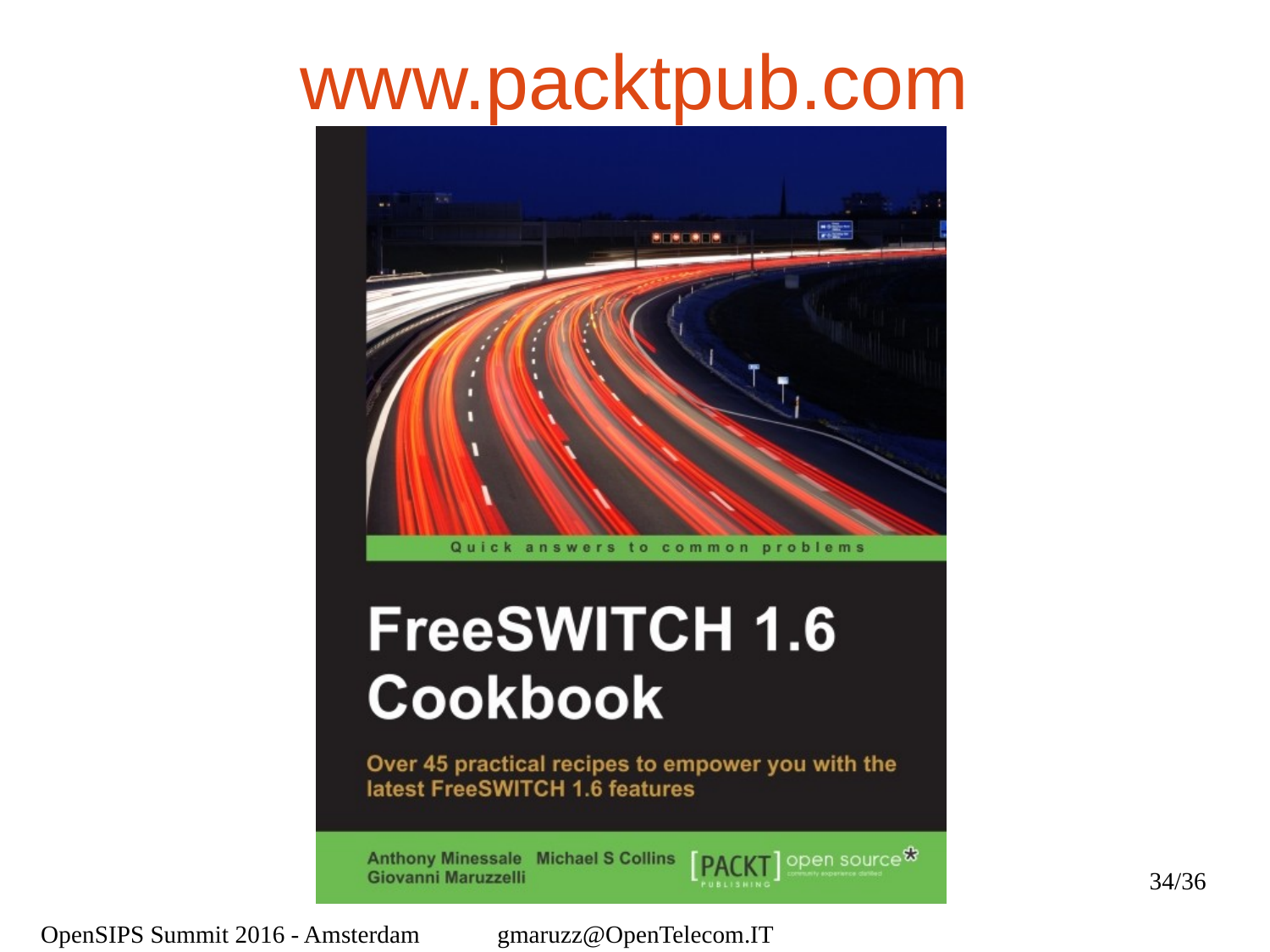# www.packtpub.com

Quick answers to common problems

**FreeSWITCH 1.6 Cookbook**

Over 45 practical recipes to empower you with the latest FreeSWITCH 1.6 features

Anthony Minessale Michael S Collins Giovanni Maruzzelli

[PACKT] open source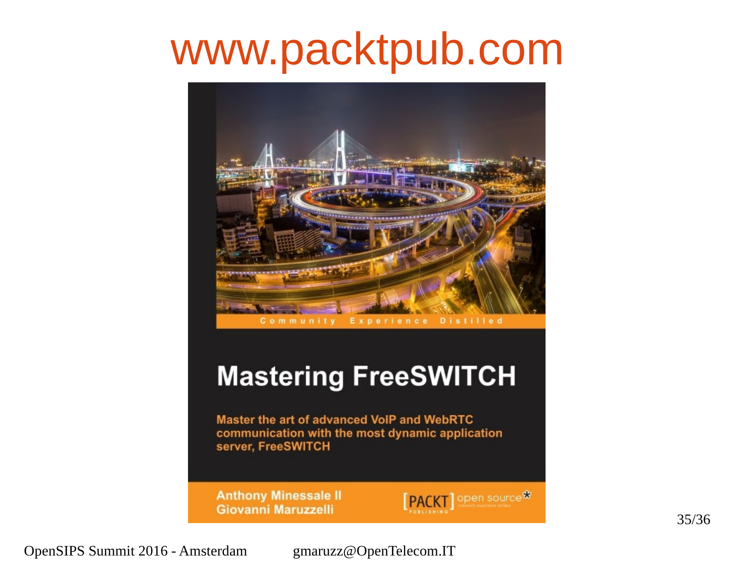# www.packtpub.com

Community Experience Distilled

**Mastering FreeSWITCH**

Master the art of advanced VoIP and WebRTC communication with the most dynamic application server, FreeSWITCH

Anthony Minessale II
Giovanni Maruzzelli

[PACKT] open source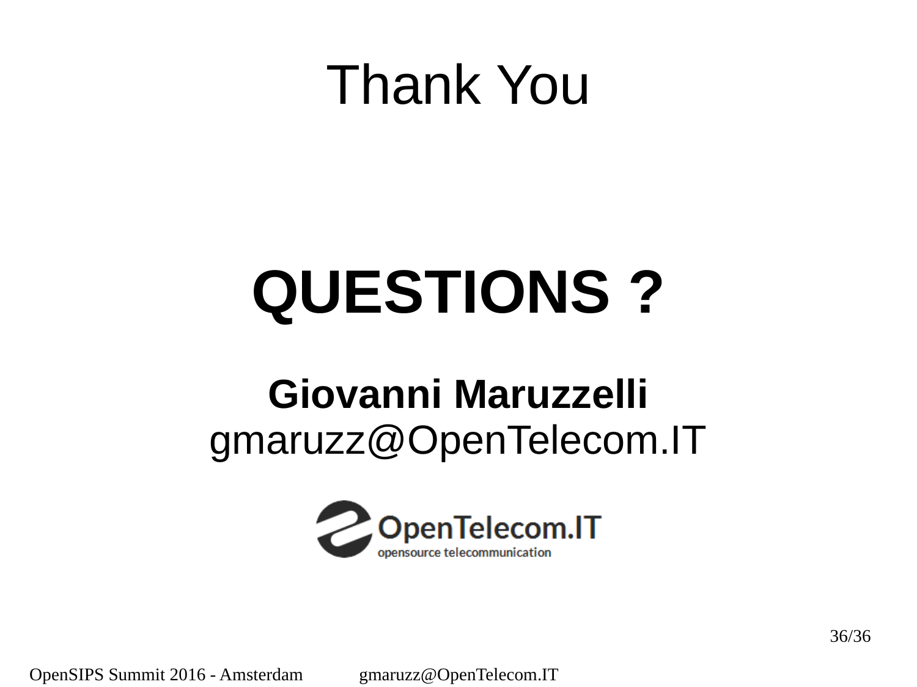# Thank You

## QUESTIONS ?

**Giovanni Maruzzelli**
gmaruzz@OpenTelecom.IT

OpenTelecom.IT
opensource telecommunication